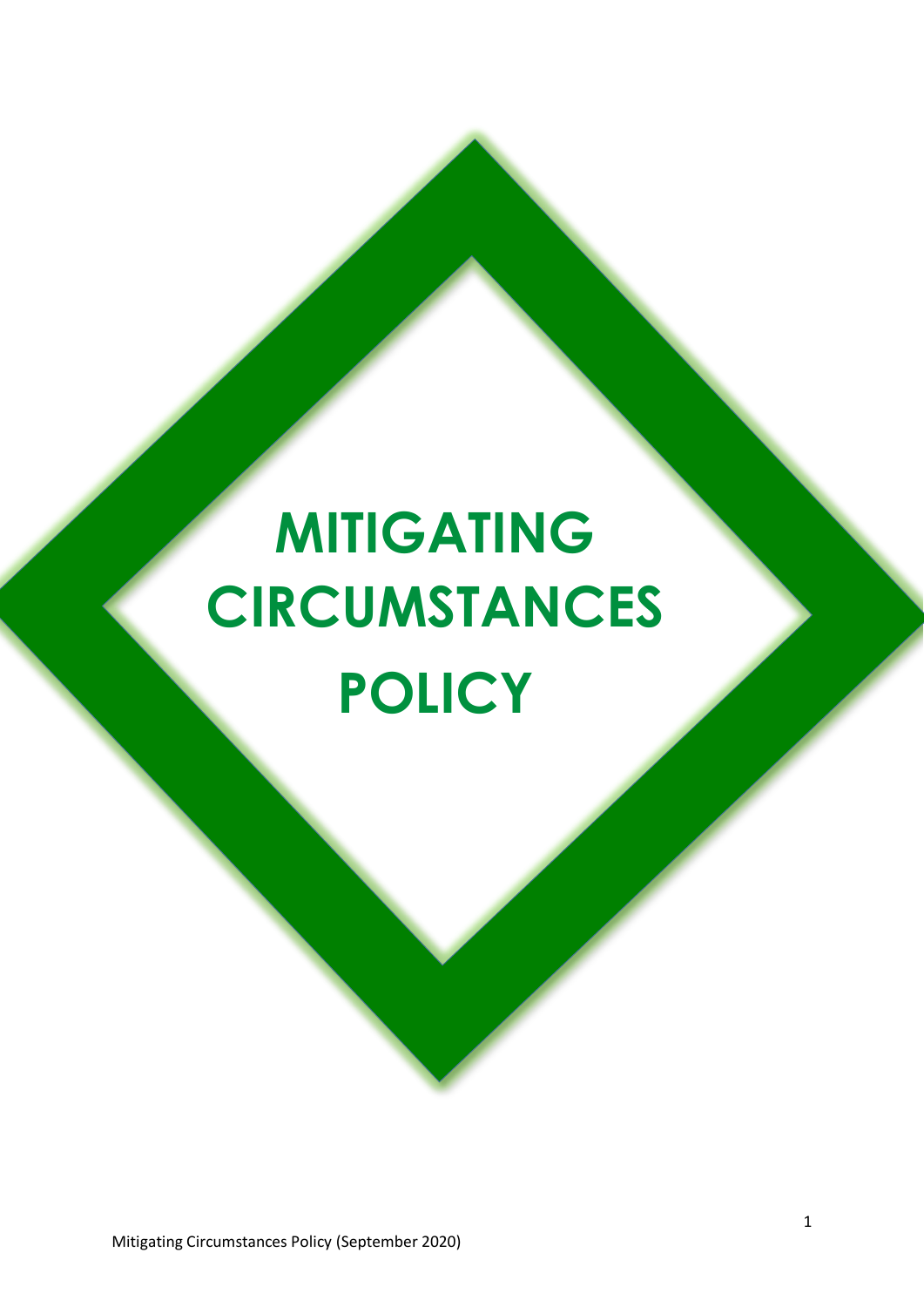# MITIGATING CIRCUMSTANCES POLICY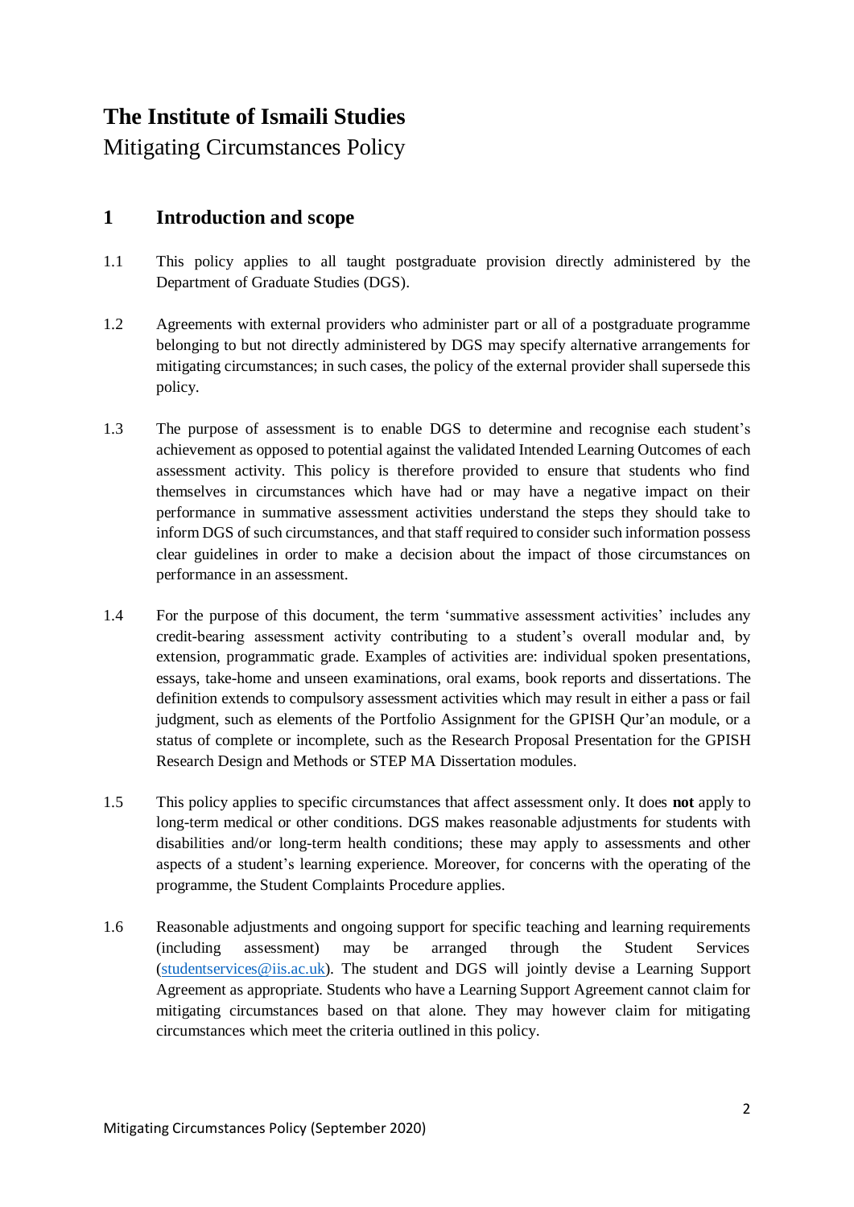# The Institute of Ismaili Studies

Mitigating Circumstances Policy

## 1 Introduction and scope

1.1 This policy applies to all taught postgraduate provision directly administered by the Department of Graduate Studies (DGS).

1.2 Agreements with external providers who administer part or all of a postgraduate programme belonging to but not directly administered by DGS may specify alternative arrangements for mitigating circumstances; in such cases, the policy of the external provider shall supersede this policy.

1.3 The purpose of assessment is to enable DGS to determine and recognise each student's achievement as opposed to potential against the validated Intended Learning Outcomes of each assessment activity. This policy is therefore provided to ensure that students who find themselves in circumstances which have had or may have a negative impact on their performance in summative assessment activities understand the steps they should take to inform DGS of such circumstances, and that staff required to consider such information possess clear guidelines in order to make a decision about the impact of those circumstances on performance in an assessment.

1.4 For the purpose of this document, the term 'summative assessment activities' includes any credit-bearing assessment activity contributing to a student's overall modular and, by extension, programmatic grade. Examples of activities are: individual spoken presentations, essays, take-home and unseen examinations, oral exams, book reports and dissertations. The definition extends to compulsory assessment activities which may result in either a pass or fail judgment, such as elements of the Portfolio Assignment for the GPISH Qur'an module, or a status of complete or incomplete, such as the Research Proposal Presentation for the GPISH Research Design and Methods or STEP MA Dissertation modules.

1.5 This policy applies to specific circumstances that affect assessment only. It does **not** apply to long-term medical or other conditions. DGS makes reasonable adjustments for students with disabilities and/or long-term health conditions; these may apply to assessments and other aspects of a student's learning experience. Moreover, for concerns with the operating of the programme, the Student Complaints Procedure applies.

1.6 Reasonable adjustments and ongoing support for specific teaching and learning requirements (including assessment) may be arranged through the Student Services (studentservices@iis.ac.uk). The student and DGS will jointly devise a Learning Support Agreement as appropriate. Students who have a Learning Support Agreement cannot claim for mitigating circumstances based on that alone. They may however claim for mitigating circumstances which meet the criteria outlined in this policy.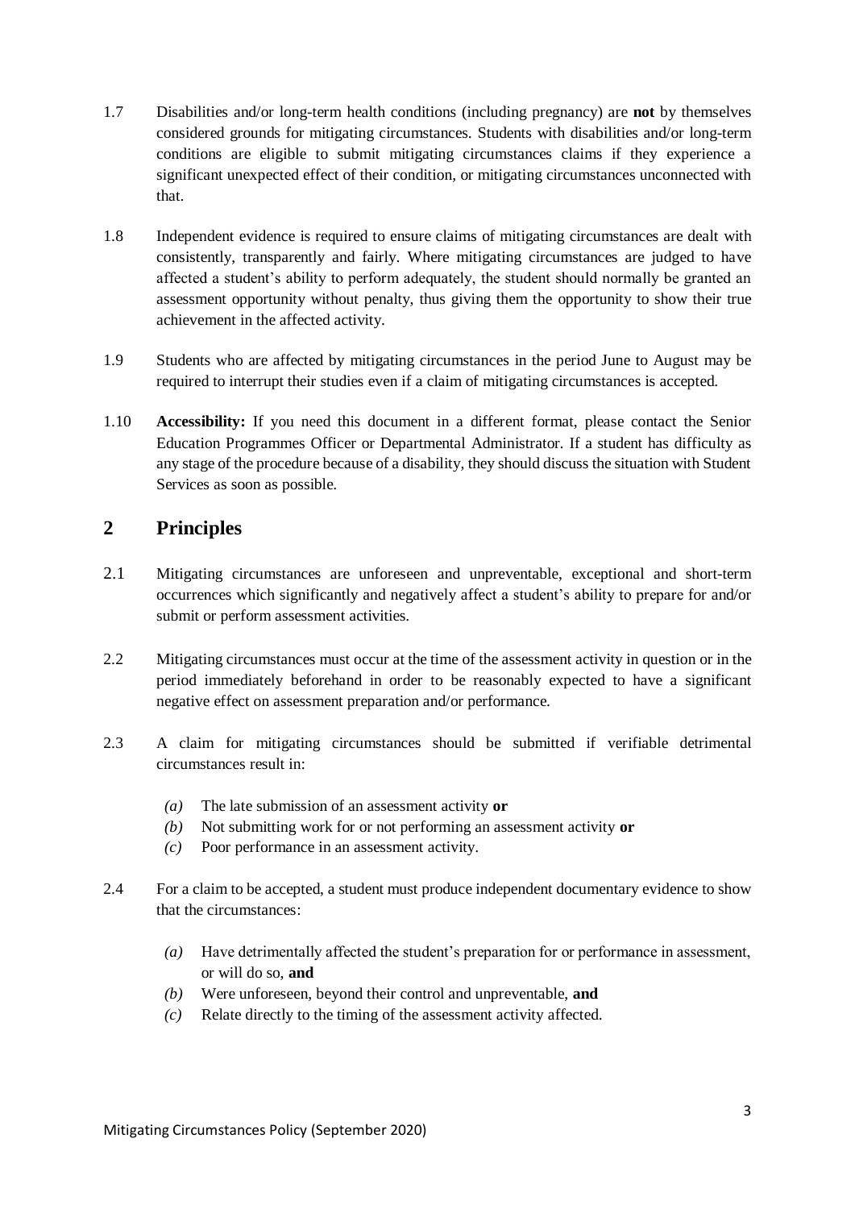1.7 Disabilities and/or long-term health conditions (including pregnancy) are **not** by themselves considered grounds for mitigating circumstances. Students with disabilities and/or long-term conditions are eligible to submit mitigating circumstances claims if they experience a significant unexpected effect of their condition, or mitigating circumstances unconnected with that.

1.8 Independent evidence is required to ensure claims of mitigating circumstances are dealt with consistently, transparently and fairly. Where mitigating circumstances are judged to have affected a student's ability to perform adequately, the student should normally be granted an assessment opportunity without penalty, thus giving them the opportunity to show their true achievement in the affected activity.

1.9 Students who are affected by mitigating circumstances in the period June to August may be required to interrupt their studies even if a claim of mitigating circumstances is accepted.

1.10 **Accessibility:** If you need this document in a different format, please contact the Senior Education Programmes Officer or Departmental Administrator. If a student has difficulty as any stage of the procedure because of a disability, they should discuss the situation with Student Services as soon as possible.

## 2 Principles

2.1 Mitigating circumstances are unforeseen and unpreventable, exceptional and short-term occurrences which significantly and negatively affect a student's ability to prepare for and/or submit or perform assessment activities.

2.2 Mitigating circumstances must occur at the time of the assessment activity in question or in the period immediately beforehand in order to be reasonably expected to have a significant negative effect on assessment preparation and/or performance.

2.3 A claim for mitigating circumstances should be submitted if verifiable detrimental circumstances result in:

- *(a)* The late submission of an assessment activity **or**
- *(b)* Not submitting work for or not performing an assessment activity **or**
- *(c)* Poor performance in an assessment activity.

2.4 For a claim to be accepted, a student must produce independent documentary evidence to show that the circumstances:

- *(a)* Have detrimentally affected the student's preparation for or performance in assessment, or will do so, **and**
- *(b)* Were unforeseen, beyond their control and unpreventable, **and**
- *(c)* Relate directly to the timing of the assessment activity affected.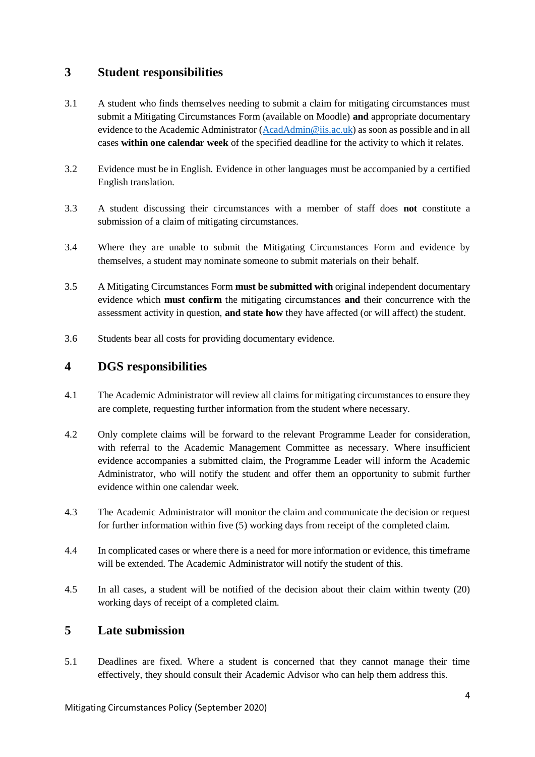## 3 Student responsibilities

3.1 A student who finds themselves needing to submit a claim for mitigating circumstances must submit a Mitigating Circumstances Form (available on Moodle) **and** appropriate documentary evidence to the Academic Administrator (AcadAdmin@iis.ac.uk) as soon as possible and in all cases **within one calendar week** of the specified deadline for the activity to which it relates.

3.2 Evidence must be in English. Evidence in other languages must be accompanied by a certified English translation.

3.3 A student discussing their circumstances with a member of staff does **not** constitute a submission of a claim of mitigating circumstances.

3.4 Where they are unable to submit the Mitigating Circumstances Form and evidence by themselves, a student may nominate someone to submit materials on their behalf.

3.5 A Mitigating Circumstances Form **must be submitted with** original independent documentary evidence which **must confirm** the mitigating circumstances **and** their concurrence with the assessment activity in question, **and state how** they have affected (or will affect) the student.

3.6 Students bear all costs for providing documentary evidence.

## 4 DGS responsibilities

4.1 The Academic Administrator will review all claims for mitigating circumstances to ensure they are complete, requesting further information from the student where necessary.

4.2 Only complete claims will be forward to the relevant Programme Leader for consideration, with referral to the Academic Management Committee as necessary. Where insufficient evidence accompanies a submitted claim, the Programme Leader will inform the Academic Administrator, who will notify the student and offer them an opportunity to submit further evidence within one calendar week.

4.3 The Academic Administrator will monitor the claim and communicate the decision or request for further information within five (5) working days from receipt of the completed claim.

4.4 In complicated cases or where there is a need for more information or evidence, this timeframe will be extended. The Academic Administrator will notify the student of this.

4.5 In all cases, a student will be notified of the decision about their claim within twenty (20) working days of receipt of a completed claim.

## 5 Late submission

5.1 Deadlines are fixed. Where a student is concerned that they cannot manage their time effectively, they should consult their Academic Advisor who can help them address this.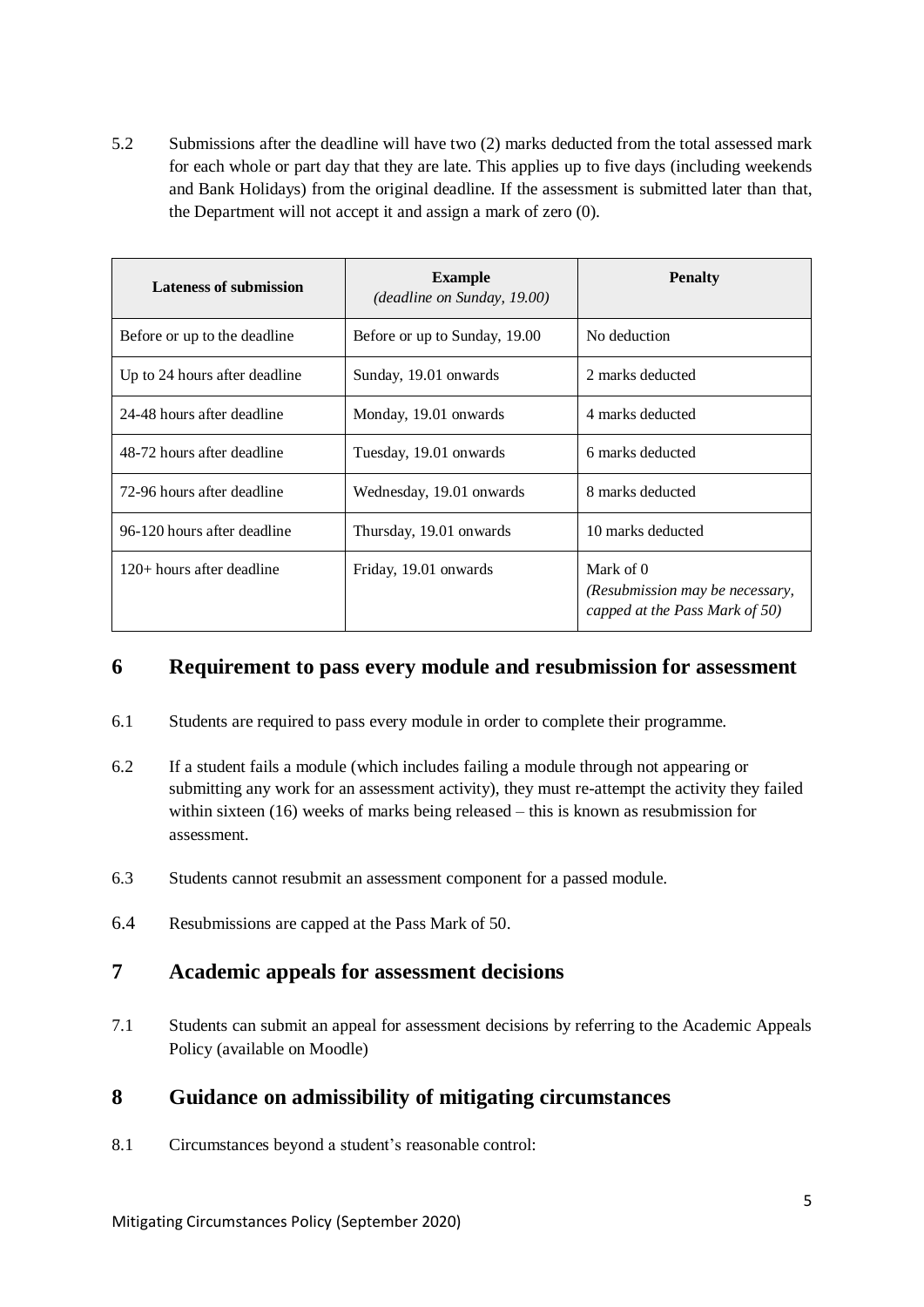5.2 Submissions after the deadline will have two (2) marks deducted from the total assessed mark for each whole or part day that they are late. This applies up to five days (including weekends and Bank Holidays) from the original deadline. If the assessment is submitted later than that, the Department will not accept it and assign a mark of zero (0).

| Lateness of submission | Example *(deadline on Sunday, 19.00)* | Penalty |
|---|---|---|
| Before or up to the deadline | Before or up to Sunday, 19.00 | No deduction |
| Up to 24 hours after deadline | Sunday, 19.01 onwards | 2 marks deducted |
| 24-48 hours after deadline | Monday, 19.01 onwards | 4 marks deducted |
| 48-72 hours after deadline | Tuesday, 19.01 onwards | 6 marks deducted |
| 72-96 hours after deadline | Wednesday, 19.01 onwards | 8 marks deducted |
| 96-120 hours after deadline | Thursday, 19.01 onwards | 10 marks deducted |
| 120+ hours after deadline | Friday, 19.01 onwards | Mark of 0 *(Resubmission may be necessary, capped at the Pass Mark of 50)* |

## 6 Requirement to pass every module and resubmission for assessment

6.1 Students are required to pass every module in order to complete their programme.

6.2 If a student fails a module (which includes failing a module through not appearing or submitting any work for an assessment activity), they must re-attempt the activity they failed within sixteen (16) weeks of marks being released – this is known as resubmission for assessment.

6.3 Students cannot resubmit an assessment component for a passed module.

6.4 Resubmissions are capped at the Pass Mark of 50.

## 7 Academic appeals for assessment decisions

7.1 Students can submit an appeal for assessment decisions by referring to the Academic Appeals Policy (available on Moodle)

## 8 Guidance on admissibility of mitigating circumstances

8.1 Circumstances beyond a student's reasonable control: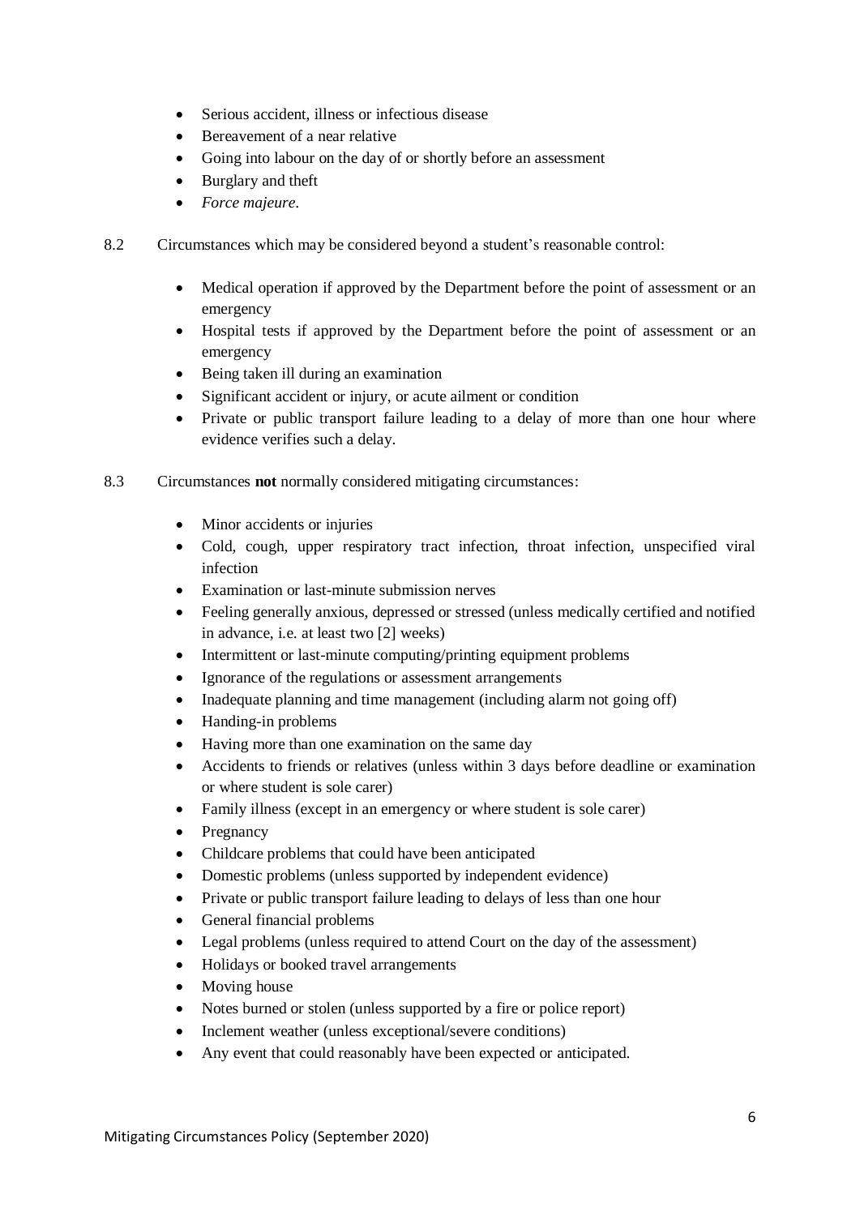- Serious accident, illness or infectious disease
- Bereavement of a near relative
- Going into labour on the day of or shortly before an assessment
- Burglary and theft
- *Force majeure*.

8.2 Circumstances which may be considered beyond a student's reasonable control:

- Medical operation if approved by the Department before the point of assessment or an emergency
- Hospital tests if approved by the Department before the point of assessment or an emergency
- Being taken ill during an examination
- Significant accident or injury, or acute ailment or condition
- Private or public transport failure leading to a delay of more than one hour where evidence verifies such a delay.

8.3 Circumstances **not** normally considered mitigating circumstances:

- Minor accidents or injuries
- Cold, cough, upper respiratory tract infection, throat infection, unspecified viral infection
- Examination or last-minute submission nerves
- Feeling generally anxious, depressed or stressed (unless medically certified and notified in advance, i.e. at least two [2] weeks)
- Intermittent or last-minute computing/printing equipment problems
- Ignorance of the regulations or assessment arrangements
- Inadequate planning and time management (including alarm not going off)
- Handing-in problems
- Having more than one examination on the same day
- Accidents to friends or relatives (unless within 3 days before deadline or examination or where student is sole carer)
- Family illness (except in an emergency or where student is sole carer)
- Pregnancy
- Childcare problems that could have been anticipated
- Domestic problems (unless supported by independent evidence)
- Private or public transport failure leading to delays of less than one hour
- General financial problems
- Legal problems (unless required to attend Court on the day of the assessment)
- Holidays or booked travel arrangements
- Moving house
- Notes burned or stolen (unless supported by a fire or police report)
- Inclement weather (unless exceptional/severe conditions)
- Any event that could reasonably have been expected or anticipated.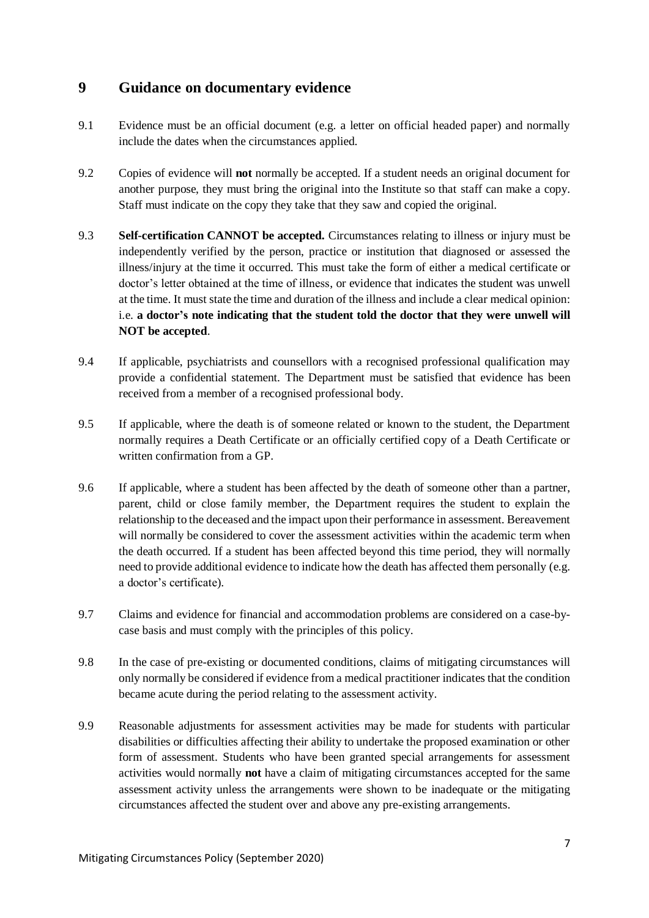## 9 Guidance on documentary evidence

9.1 Evidence must be an official document (e.g. a letter on official headed paper) and normally include the dates when the circumstances applied.

9.2 Copies of evidence will **not** normally be accepted. If a student needs an original document for another purpose, they must bring the original into the Institute so that staff can make a copy. Staff must indicate on the copy they take that they saw and copied the original.

9.3 **Self-certification CANNOT be accepted.** Circumstances relating to illness or injury must be independently verified by the person, practice or institution that diagnosed or assessed the illness/injury at the time it occurred. This must take the form of either a medical certificate or doctor's letter obtained at the time of illness, or evidence that indicates the student was unwell at the time. It must state the time and duration of the illness and include a clear medical opinion: i.e. **a doctor's note indicating that the student told the doctor that they were unwell will NOT be accepted**.

9.4 If applicable, psychiatrists and counsellors with a recognised professional qualification may provide a confidential statement. The Department must be satisfied that evidence has been received from a member of a recognised professional body.

9.5 If applicable, where the death is of someone related or known to the student, the Department normally requires a Death Certificate or an officially certified copy of a Death Certificate or written confirmation from a GP.

9.6 If applicable, where a student has been affected by the death of someone other than a partner, parent, child or close family member, the Department requires the student to explain the relationship to the deceased and the impact upon their performance in assessment. Bereavement will normally be considered to cover the assessment activities within the academic term when the death occurred. If a student has been affected beyond this time period, they will normally need to provide additional evidence to indicate how the death has affected them personally (e.g. a doctor's certificate).

9.7 Claims and evidence for financial and accommodation problems are considered on a case-by-case basis and must comply with the principles of this policy.

9.8 In the case of pre-existing or documented conditions, claims of mitigating circumstances will only normally be considered if evidence from a medical practitioner indicates that the condition became acute during the period relating to the assessment activity.

9.9 Reasonable adjustments for assessment activities may be made for students with particular disabilities or difficulties affecting their ability to undertake the proposed examination or other form of assessment. Students who have been granted special arrangements for assessment activities would normally **not** have a claim of mitigating circumstances accepted for the same assessment activity unless the arrangements were shown to be inadequate or the mitigating circumstances affected the student over and above any pre-existing arrangements.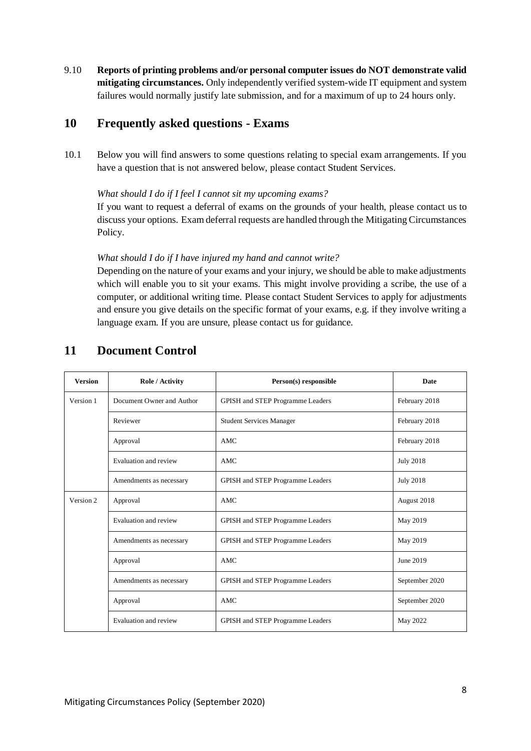9.10 **Reports of printing problems and/or personal computer issues do NOT demonstrate valid mitigating circumstances.** Only independently verified system-wide IT equipment and system failures would normally justify late submission, and for a maximum of up to 24 hours only.

## 10 Frequently asked questions - Exams

10.1 Below you will find answers to some questions relating to special exam arrangements. If you have a question that is not answered below, please contact Student Services.

*What should I do if I feel I cannot sit my upcoming exams?*

If you want to request a deferral of exams on the grounds of your health, please contact us to discuss your options. Exam deferral requests are handled through the Mitigating Circumstances Policy.

*What should I do if I have injured my hand and cannot write?*

Depending on the nature of your exams and your injury, we should be able to make adjustments which will enable you to sit your exams. This might involve providing a scribe, the use of a computer, or additional writing time. Please contact Student Services to apply for adjustments and ensure you give details on the specific format of your exams, e.g. if they involve writing a language exam. If you are unsure, please contact us for guidance.

## 11 Document Control

| Version | Role / Activity | Person(s) responsible | Date |
|---|---|---|---|
| Version 1 | Document Owner and Author | GPISH and STEP Programme Leaders | February 2018 |
| | Reviewer | Student Services Manager | February 2018 |
| | Approval | AMC | February 2018 |
| | Evaluation and review | AMC | July 2018 |
| | Amendments as necessary | GPISH and STEP Programme Leaders | July 2018 |
| Version 2 | Approval | AMC | August 2018 |
| | Evaluation and review | GPISH and STEP Programme Leaders | May 2019 |
| | Amendments as necessary | GPISH and STEP Programme Leaders | May 2019 |
| | Approval | AMC | June 2019 |
| | Amendments as necessary | GPISH and STEP Programme Leaders | September 2020 |
| | Approval | AMC | September 2020 |
| | Evaluation and review | GPISH and STEP Programme Leaders | May 2022 |